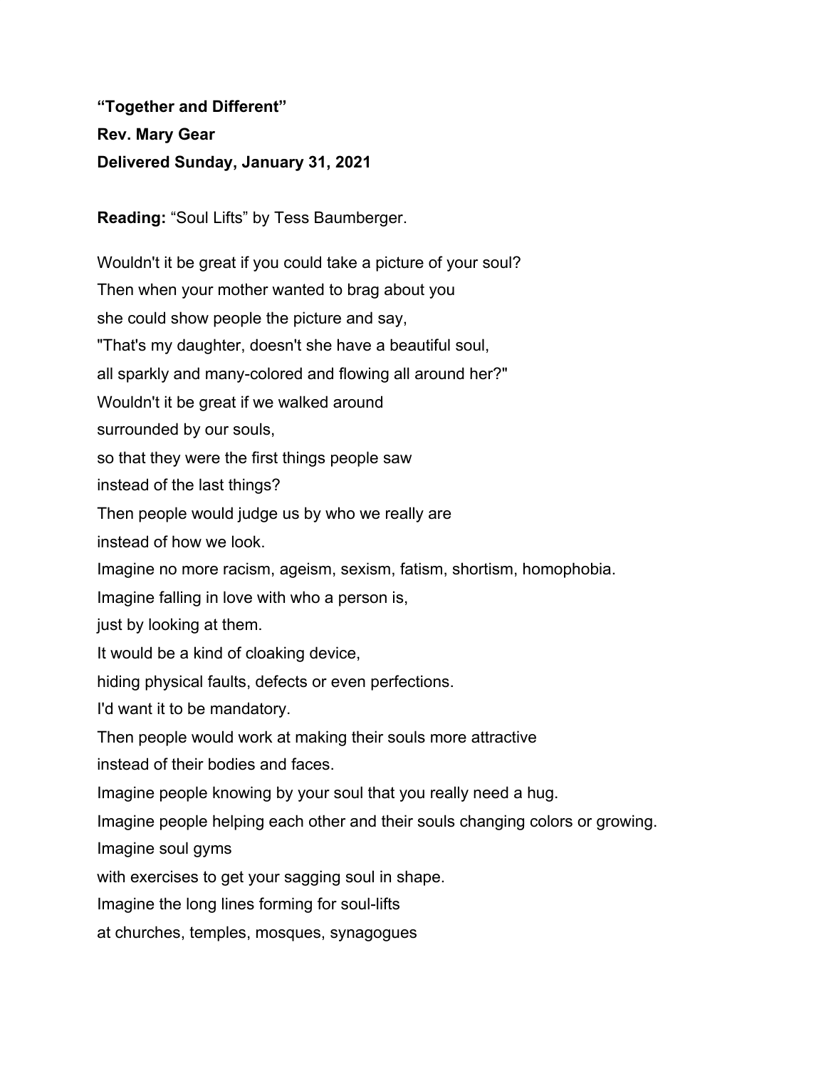**“Together and Different”**

**Rev. Mary Gear**

**Delivered Sunday, January 31, 2021**

**Reading:** “Soul Lifts” by Tess Baumberger.

Wouldn't it be great if you could take a picture of your soul?  
Then when your mother wanted to brag about you  
she could show people the picture and say,  
"That's my daughter, doesn't she have a beautiful soul,  
all sparkly and many-colored and flowing all around her?"  
Wouldn't it be great if we walked around  
surrounded by our souls,  
so that they were the first things people saw  
instead of the last things?  
Then people would judge us by who we really are  
instead of how we look.  
Imagine no more racism, ageism, sexism, fatism, shortism, homophobia.  
Imagine falling in love with who a person is,  
just by looking at them.  
It would be a kind of cloaking device,  
hiding physical faults, defects or even perfections.  
I'd want it to be mandatory.  
Then people would work at making their souls more attractive  
instead of their bodies and faces.  
Imagine people knowing by your soul that you really need a hug.  
Imagine people helping each other and their souls changing colors or growing.  
Imagine soul gyms  
with exercises to get your sagging soul in shape.  
Imagine the long lines forming for soul-lifts  
at churches, temples, mosques, synagogues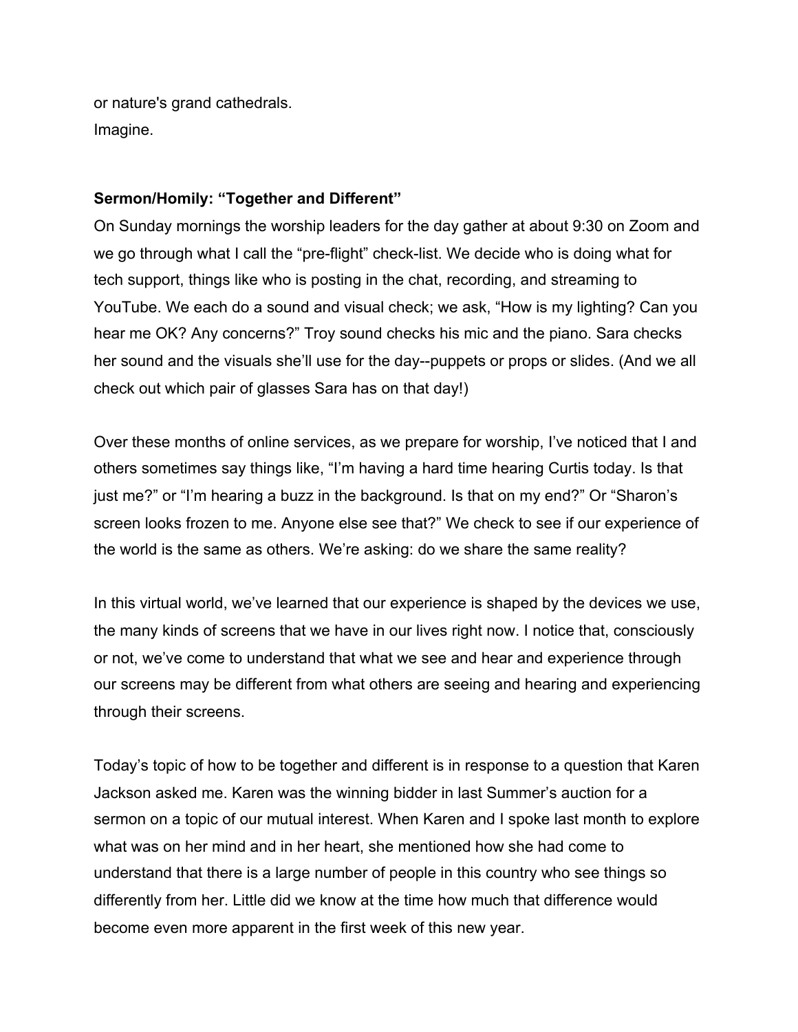or nature's grand cathedrals.
Imagine.

**Sermon/Homily: "Together and Different"**

On Sunday mornings the worship leaders for the day gather at about 9:30 on Zoom and we go through what I call the "pre-flight" check-list. We decide who is doing what for tech support, things like who is posting in the chat, recording, and streaming to YouTube. We each do a sound and visual check; we ask, "How is my lighting? Can you hear me OK? Any concerns?" Troy sound checks his mic and the piano. Sara checks her sound and the visuals she'll use for the day--puppets or props or slides. (And we all check out which pair of glasses Sara has on that day!)

Over these months of online services, as we prepare for worship, I've noticed that I and others sometimes say things like, "I'm having a hard time hearing Curtis today. Is that just me?" or "I'm hearing a buzz in the background. Is that on my end?" Or "Sharon's screen looks frozen to me. Anyone else see that?" We check to see if our experience of the world is the same as others. We're asking: do we share the same reality?

In this virtual world, we've learned that our experience is shaped by the devices we use, the many kinds of screens that we have in our lives right now. I notice that, consciously or not, we've come to understand that what we see and hear and experience through our screens may be different from what others are seeing and hearing and experiencing through their screens.

Today's topic of how to be together and different is in response to a question that Karen Jackson asked me. Karen was the winning bidder in last Summer's auction for a sermon on a topic of our mutual interest. When Karen and I spoke last month to explore what was on her mind and in her heart, she mentioned how she had come to understand that there is a large number of people in this country who see things so differently from her. Little did we know at the time how much that difference would become even more apparent in the first week of this new year.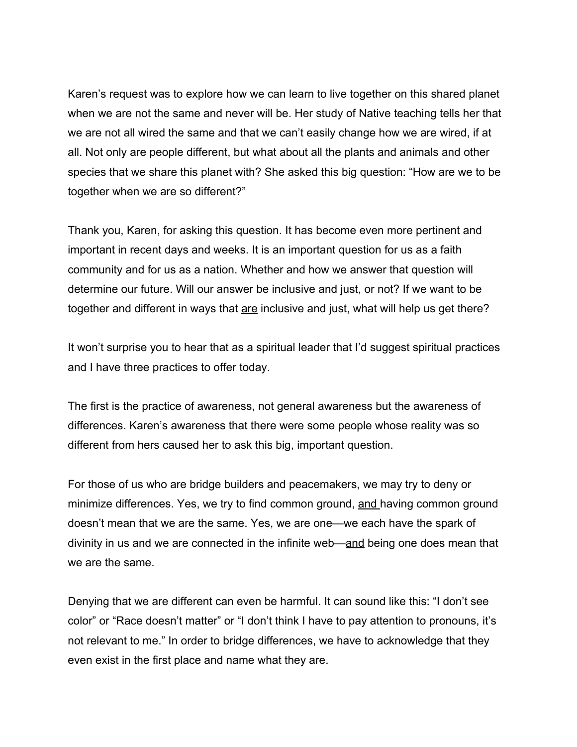Karen's request was to explore how we can learn to live together on this shared planet when we are not the same and never will be. Her study of Native teaching tells her that we are not all wired the same and that we can't easily change how we are wired, if at all. Not only are people different, but what about all the plants and animals and other species that we share this planet with? She asked this big question: "How are we to be together when we are so different?"

Thank you, Karen, for asking this question. It has become even more pertinent and important in recent days and weeks. It is an important question for us as a faith community and for us as a nation. Whether and how we answer that question will determine our future. Will our answer be inclusive and just, or not? If we want to be together and different in ways that <u>are</u> inclusive and just, what will help us get there?

It won't surprise you to hear that as a spiritual leader that I'd suggest spiritual practices and I have three practices to offer today.

The first is the practice of awareness, not general awareness but the awareness of differences. Karen's awareness that there were some people whose reality was so different from hers caused her to ask this big, important question.

For those of us who are bridge builders and peacemakers, we may try to deny or minimize differences. Yes, we try to find common ground, <u>and</u> having common ground doesn't mean that we are the same. Yes, we are one—we each have the spark of divinity in us and we are connected in the infinite web—<u>and</u> being one does mean that we are the same.

Denying that we are different can even be harmful. It can sound like this: "I don't see color" or "Race doesn't matter" or "I don't think I have to pay attention to pronouns, it's not relevant to me." In order to bridge differences, we have to acknowledge that they even exist in the first place and name what they are.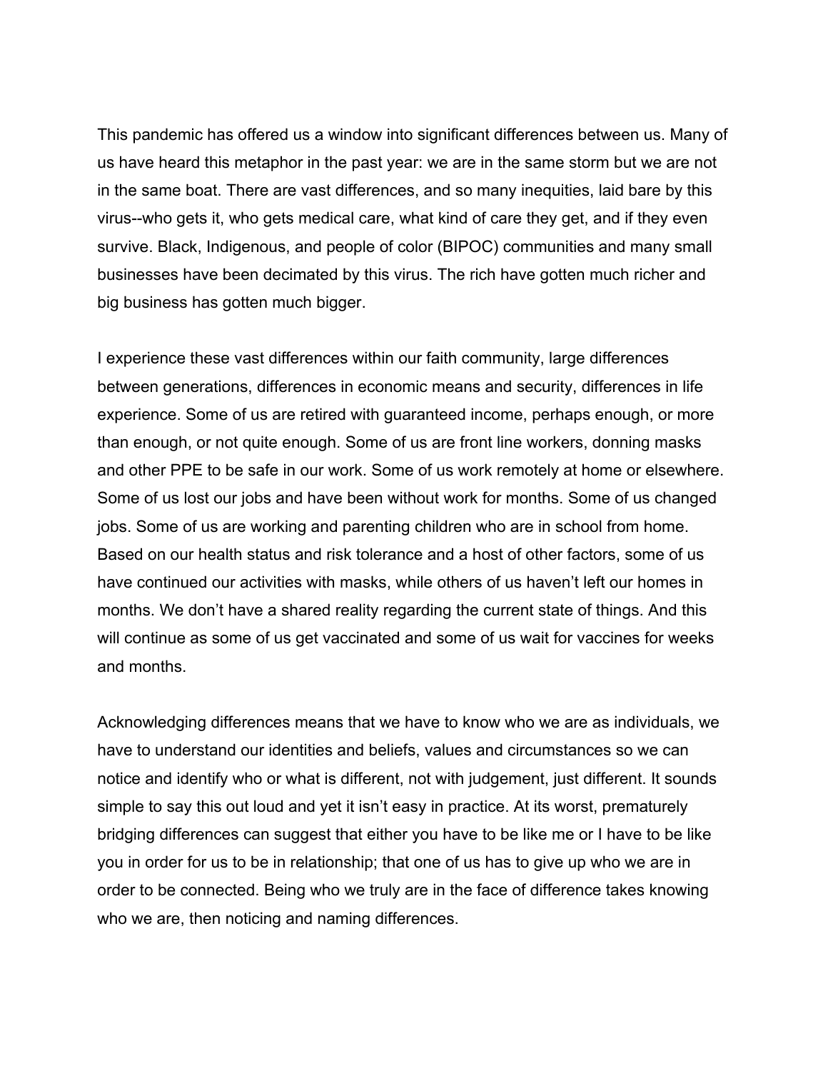This pandemic has offered us a window into significant differences between us. Many of us have heard this metaphor in the past year: we are in the same storm but we are not in the same boat. There are vast differences, and so many inequities, laid bare by this virus--who gets it, who gets medical care, what kind of care they get, and if they even survive. Black, Indigenous, and people of color (BIPOC) communities and many small businesses have been decimated by this virus. The rich have gotten much richer and big business has gotten much bigger.

I experience these vast differences within our faith community, large differences between generations, differences in economic means and security, differences in life experience. Some of us are retired with guaranteed income, perhaps enough, or more than enough, or not quite enough. Some of us are front line workers, donning masks and other PPE to be safe in our work. Some of us work remotely at home or elsewhere. Some of us lost our jobs and have been without work for months. Some of us changed jobs. Some of us are working and parenting children who are in school from home. Based on our health status and risk tolerance and a host of other factors, some of us have continued our activities with masks, while others of us haven't left our homes in months. We don't have a shared reality regarding the current state of things. And this will continue as some of us get vaccinated and some of us wait for vaccines for weeks and months.

Acknowledging differences means that we have to know who we are as individuals, we have to understand our identities and beliefs, values and circumstances so we can notice and identify who or what is different, not with judgement, just different. It sounds simple to say this out loud and yet it isn't easy in practice. At its worst, prematurely bridging differences can suggest that either you have to be like me or I have to be like you in order for us to be in relationship; that one of us has to give up who we are in order to be connected. Being who we truly are in the face of difference takes knowing who we are, then noticing and naming differences.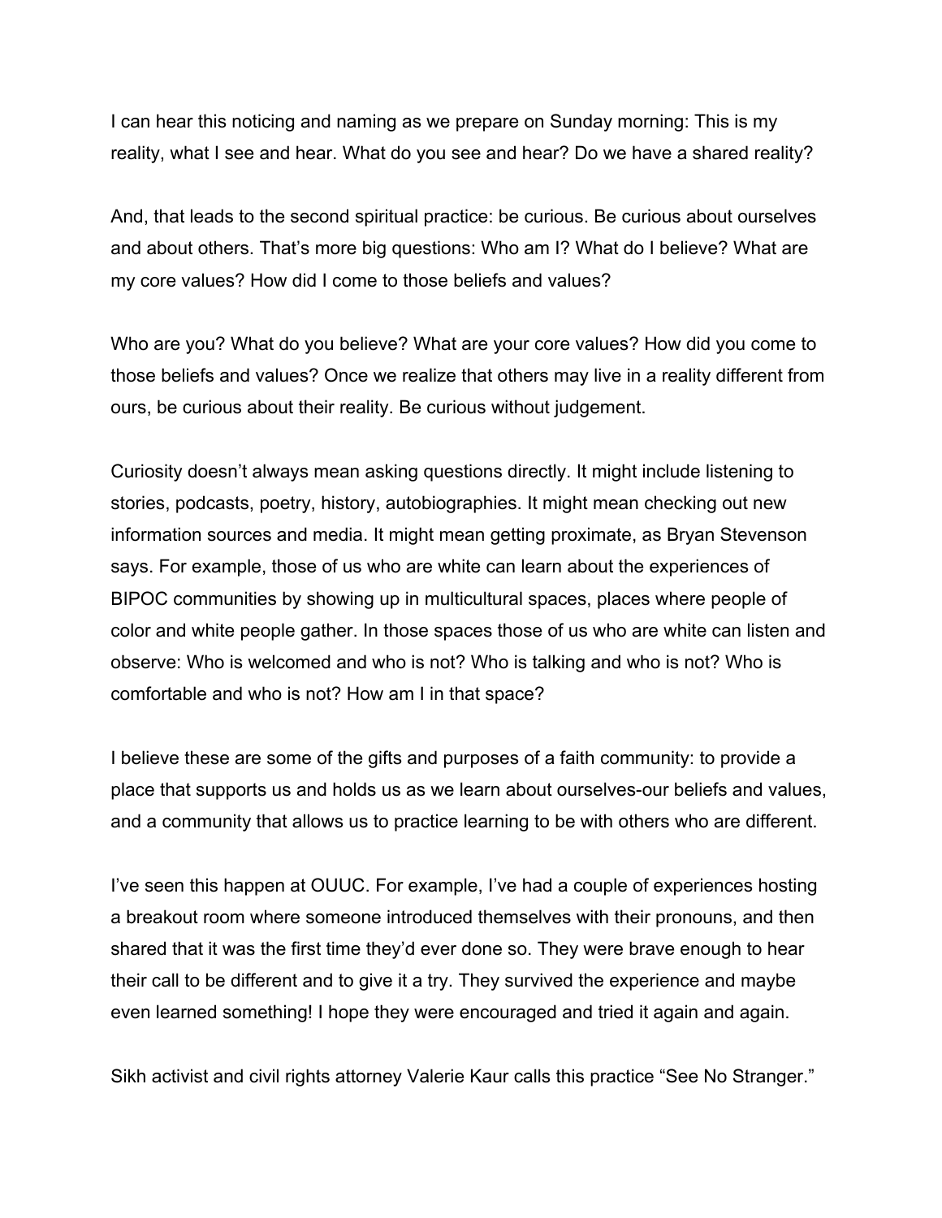I can hear this noticing and naming as we prepare on Sunday morning: This is my reality, what I see and hear. What do you see and hear? Do we have a shared reality?

And, that leads to the second spiritual practice: be curious. Be curious about ourselves and about others. That's more big questions: Who am I? What do I believe? What are my core values? How did I come to those beliefs and values?

Who are you? What do you believe? What are your core values? How did you come to those beliefs and values? Once we realize that others may live in a reality different from ours, be curious about their reality. Be curious without judgement.

Curiosity doesn't always mean asking questions directly. It might include listening to stories, podcasts, poetry, history, autobiographies. It might mean checking out new information sources and media. It might mean getting proximate, as Bryan Stevenson says. For example, those of us who are white can learn about the experiences of BIPOC communities by showing up in multicultural spaces, places where people of color and white people gather. In those spaces those of us who are white can listen and observe: Who is welcomed and who is not? Who is talking and who is not? Who is comfortable and who is not? How am I in that space?

I believe these are some of the gifts and purposes of a faith community: to provide a place that supports us and holds us as we learn about ourselves-our beliefs and values, and a community that allows us to practice learning to be with others who are different.

I've seen this happen at OUUC. For example, I've had a couple of experiences hosting a breakout room where someone introduced themselves with their pronouns, and then shared that it was the first time they'd ever done so. They were brave enough to hear their call to be different and to give it a try. They survived the experience and maybe even learned something! I hope they were encouraged and tried it again and again.

Sikh activist and civil rights attorney Valerie Kaur calls this practice "See No Stranger."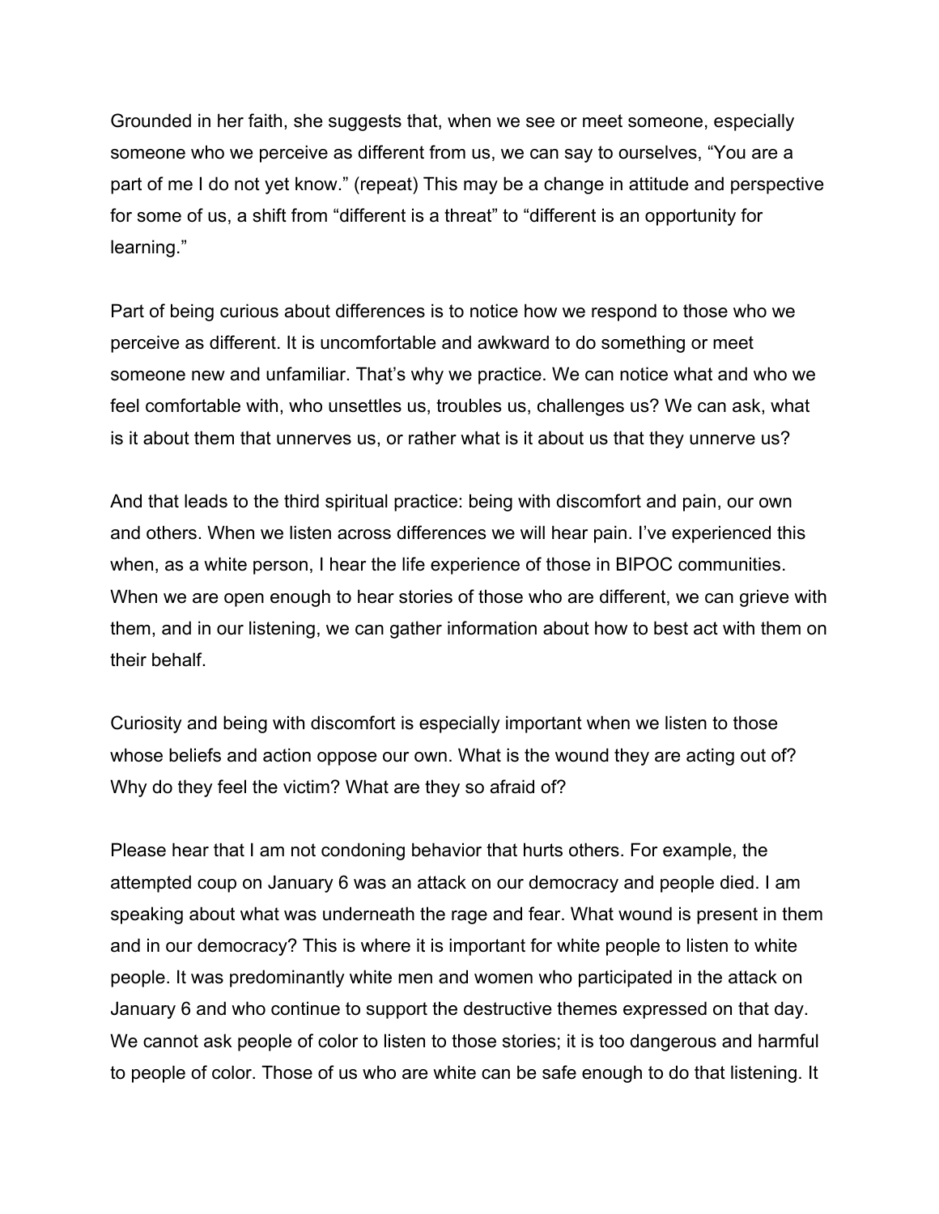Grounded in her faith, she suggests that, when we see or meet someone, especially someone who we perceive as different from us, we can say to ourselves, “You are a part of me I do not yet know.” (repeat) This may be a change in attitude and perspective for some of us, a shift from “different is a threat” to “different is an opportunity for learning.”

Part of being curious about differences is to notice how we respond to those who we perceive as different. It is uncomfortable and awkward to do something or meet someone new and unfamiliar. That’s why we practice. We can notice what and who we feel comfortable with, who unsettles us, troubles us, challenges us? We can ask, what is it about them that unnerves us, or rather what is it about us that they unnerve us?

And that leads to the third spiritual practice: being with discomfort and pain, our own and others. When we listen across differences we will hear pain. I’ve experienced this when, as a white person, I hear the life experience of those in BIPOC communities. When we are open enough to hear stories of those who are different, we can grieve with them, and in our listening, we can gather information about how to best act with them on their behalf.

Curiosity and being with discomfort is especially important when we listen to those whose beliefs and action oppose our own. What is the wound they are acting out of? Why do they feel the victim? What are they so afraid of?

Please hear that I am not condoning behavior that hurts others. For example, the attempted coup on January 6 was an attack on our democracy and people died. I am speaking about what was underneath the rage and fear. What wound is present in them and in our democracy? This is where it is important for white people to listen to white people. It was predominantly white men and women who participated in the attack on January 6 and who continue to support the destructive themes expressed on that day. We cannot ask people of color to listen to those stories; it is too dangerous and harmful to people of color. Those of us who are white can be safe enough to do that listening. It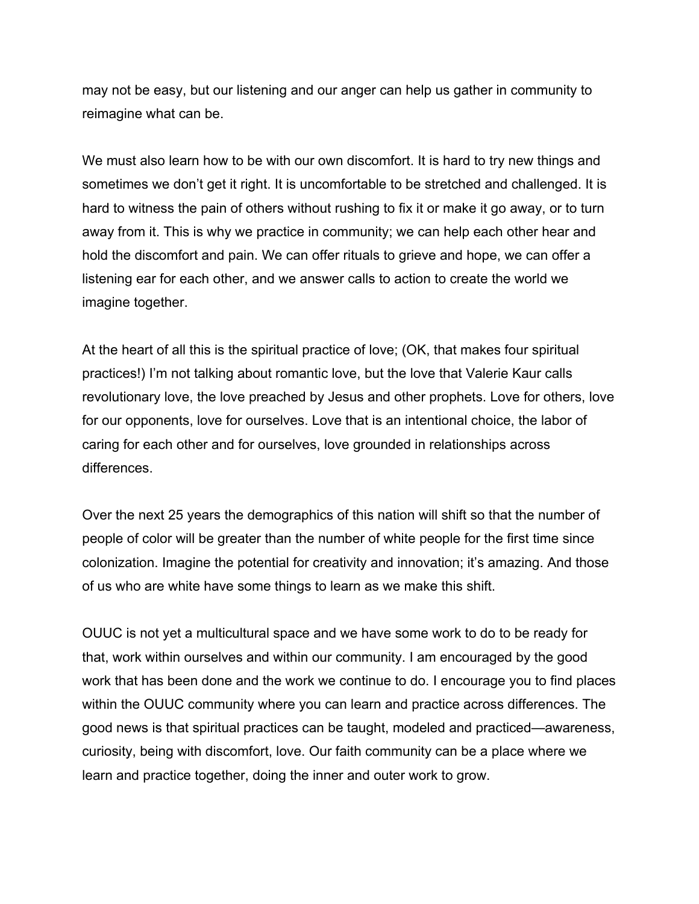may not be easy, but our listening and our anger can help us gather in community to reimagine what can be.

We must also learn how to be with our own discomfort. It is hard to try new things and sometimes we don't get it right. It is uncomfortable to be stretched and challenged. It is hard to witness the pain of others without rushing to fix it or make it go away, or to turn away from it. This is why we practice in community; we can help each other hear and hold the discomfort and pain. We can offer rituals to grieve and hope, we can offer a listening ear for each other, and we answer calls to action to create the world we imagine together.

At the heart of all this is the spiritual practice of love; (OK, that makes four spiritual practices!) I'm not talking about romantic love, but the love that Valerie Kaur calls revolutionary love, the love preached by Jesus and other prophets. Love for others, love for our opponents, love for ourselves. Love that is an intentional choice, the labor of caring for each other and for ourselves, love grounded in relationships across differences.

Over the next 25 years the demographics of this nation will shift so that the number of people of color will be greater than the number of white people for the first time since colonization. Imagine the potential for creativity and innovation; it's amazing. And those of us who are white have some things to learn as we make this shift.

OUUC is not yet a multicultural space and we have some work to do to be ready for that, work within ourselves and within our community. I am encouraged by the good work that has been done and the work we continue to do. I encourage you to find places within the OUUC community where you can learn and practice across differences. The good news is that spiritual practices can be taught, modeled and practiced—awareness, curiosity, being with discomfort, love. Our faith community can be a place where we learn and practice together, doing the inner and outer work to grow.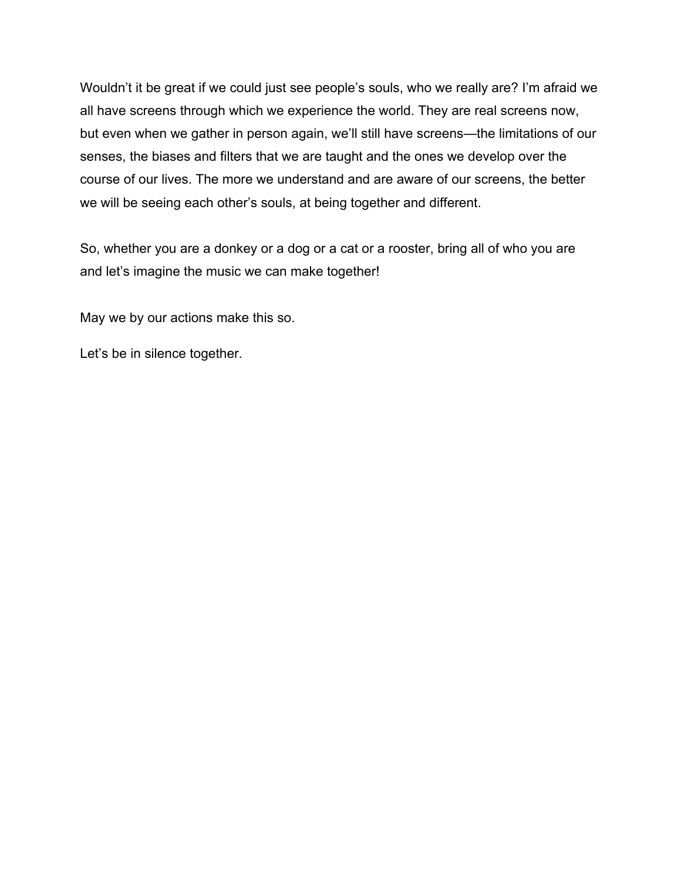Wouldn’t it be great if we could just see people’s souls, who we really are? I’m afraid we all have screens through which we experience the world. They are real screens now, but even when we gather in person again, we’ll still have screens—the limitations of our senses, the biases and filters that we are taught and the ones we develop over the course of our lives. The more we understand and are aware of our screens, the better we will be seeing each other’s souls, at being together and different.

So, whether you are a donkey or a dog or a cat or a rooster, bring all of who you are and let’s imagine the music we can make together!

May we by our actions make this so.

Let’s be in silence together.